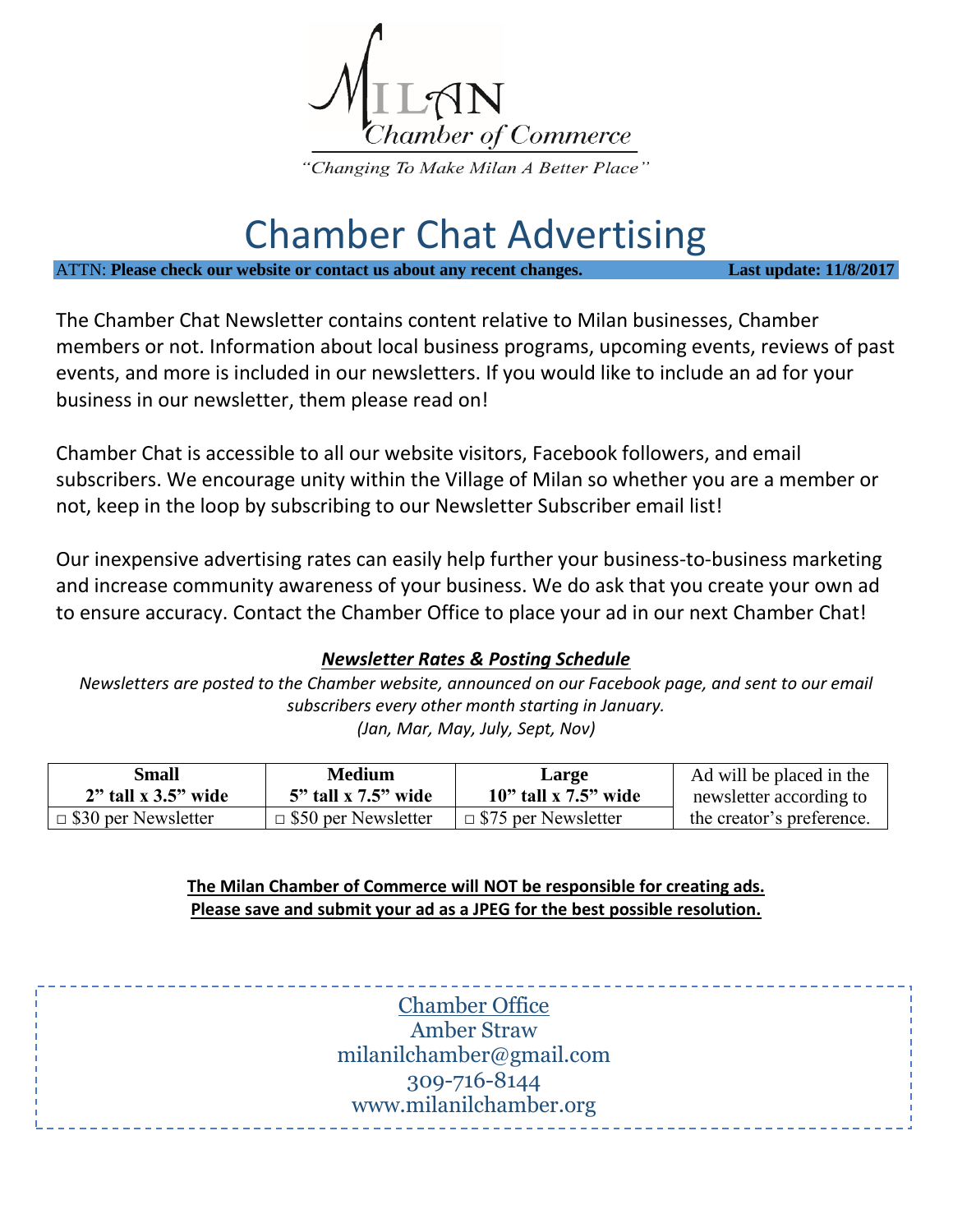MILAN
Chamber of Commerce

*"Changing To Make Milan A Better Place"*

# Chamber Chat Advertising

ATTN: **Please check our website or contact us about any recent changes.** **Last update: 11/8/2017**

The Chamber Chat Newsletter contains content relative to Milan businesses, Chamber members or not. Information about local business programs, upcoming events, reviews of past events, and more is included in our newsletters. If you would like to include an ad for your business in our newsletter, them please read on!

Chamber Chat is accessible to all our website visitors, Facebook followers, and email subscribers. We encourage unity within the Village of Milan so whether you are a member or not, keep in the loop by subscribing to our Newsletter Subscriber email list!

Our inexpensive advertising rates can easily help further your business-to-business marketing and increase community awareness of your business. We do ask that you create your own ad to ensure accuracy. Contact the Chamber Office to place your ad in our next Chamber Chat!

***Newsletter Rates & Posting Schedule***

*Newsletters are posted to the Chamber website, announced on our Facebook page, and sent to our email subscribers every other month starting in January.*
*(Jan, Mar, May, July, Sept, Nov)*

| **Small** 2" tall x 3.5" wide | **Medium** 5" tall x 7.5" wide | **Large** 10" tall x 7.5" wide | Ad will be placed in the newsletter according to the creator's preference. |
|---|---|---|---|
| □ $30 per Newsletter | □ $50 per Newsletter | □ $75 per Newsletter | |

**The Milan Chamber of Commerce will NOT be responsible for creating ads.**
**Please save and submit your ad as a JPEG for the best possible resolution.**

Chamber Office
Amber Straw
milanilchamber@gmail.com
309-716-8144
www.milanilchamber.org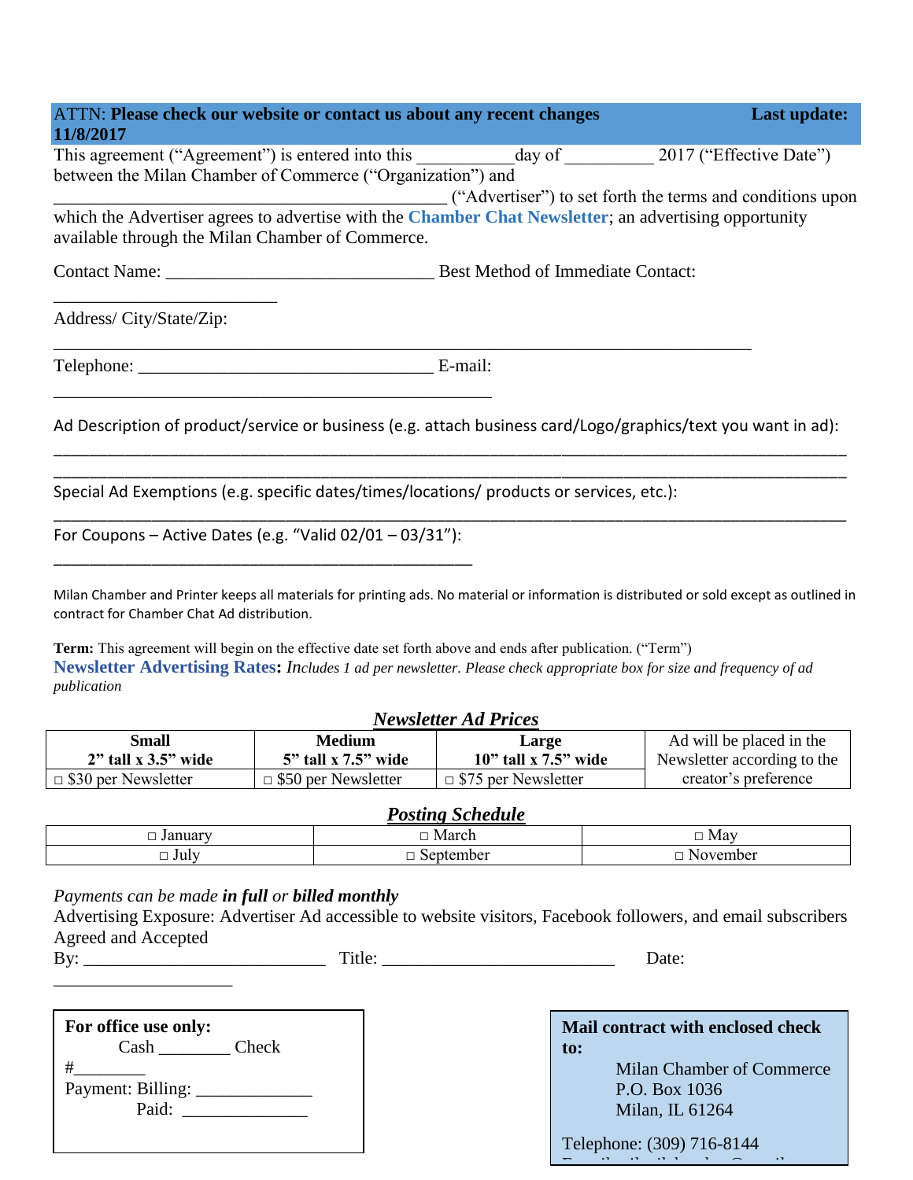ATTN: **Please check our website or contact us about any recent changes** **Last update: 11/8/2017**

This agreement ("Agreement") is entered into this ___________day of __________ 2017 ("Effective Date") between the Milan Chamber of Commerce ("Organization") and _____________________________________________ ("Advertiser") to set forth the terms and conditions upon which the Advertiser agrees to advertise with the **Chamber Chat Newsletter**; an advertising opportunity available through the Milan Chamber of Commerce.

Contact Name: ______________________________ Best Method of Immediate Contact: _________________________

Address/ City/State/Zip: ________________________________________________________________________________

Telephone: _________________________________ E-mail: __________________________________________________

Ad Description of product/service or business (e.g. attach business card/Logo/graphics/text you want in ad):

_____________________________________________________________________________________________

_____________________________________________________________________________________________

Special Ad Exemptions (e.g. specific dates/times/locations/ products or services, etc.):

_____________________________________________________________________________________________

For Coupons – Active Dates (e.g. "Valid 02/01 – 03/31"): ________________________________________________

Milan Chamber and Printer keeps all materials for printing ads. No material or information is distributed or sold except as outlined in contract for Chamber Chat Ad distribution.

**Term:** This agreement will begin on the effective date set forth above and ends after publication. ("Term")

**Newsletter Advertising Rates:** *Includes 1 ad per newsletter. Please check appropriate box for size and frequency of ad publication*

***Newsletter Ad Prices***

| **Small** 2" tall x 3.5" wide | **Medium** 5" tall x 7.5" wide | **Large** 10" tall x 7.5" wide | Ad will be placed in the Newsletter according to the creator's preference |
|---|---|---|---|
| □ $30 per Newsletter | □ $50 per Newsletter | □ $75 per Newsletter | |

***Posting Schedule***

| | | |
|---|---|---|
| □ January | □ March | □ May |
| □ July | □ September | □ November |

*Payments can be made* ***in full*** *or* ***billed monthly***

Advertising Exposure: Advertiser Ad accessible to website visitors, Facebook followers, and email subscribers

Agreed and Accepted

By: ___________________________ Title: _________________________ Date: ___________________

**For office use only:**

Cash ________ Check #________

Payment: Billing: _____________

Paid: ______________

**Mail contract with enclosed check to:**

Milan Chamber of Commerce
P.O. Box 1036
Milan, IL 61264

Telephone: (309) 716-8144